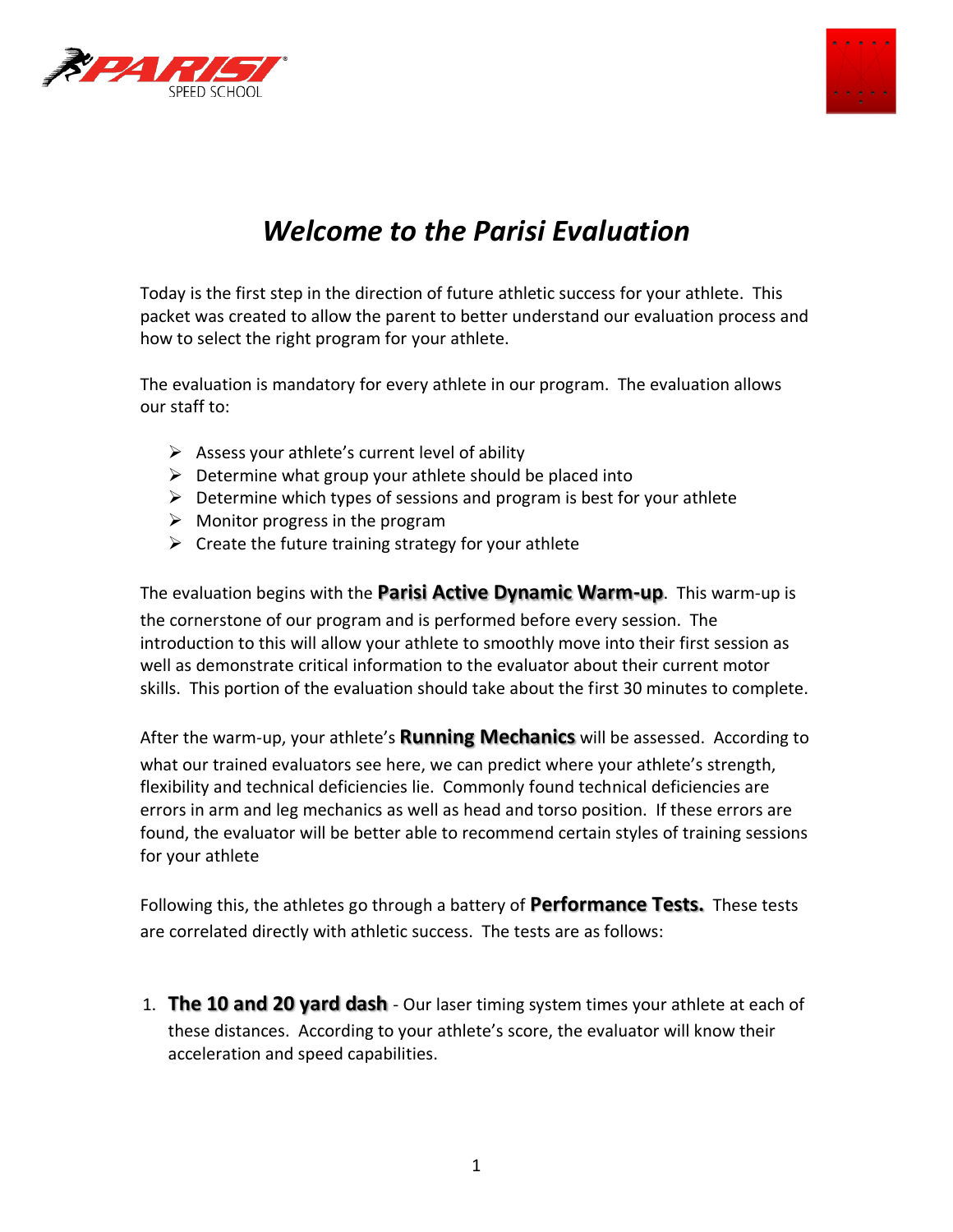# *Welcome to the Parisi Evaluation*

Today is the first step in the direction of future athletic success for your athlete. This packet was created to allow the parent to better understand our evaluation process and how to select the right program for your athlete.

The evaluation is mandatory for every athlete in our program. The evaluation allows our staff to:

- Assess your athlete's current level of ability
- Determine what group your athlete should be placed into
- Determine which types of sessions and program is best for your athlete
- Monitor progress in the program
- Create the future training strategy for your athlete

The evaluation begins with the **Parisi Active Dynamic Warm-up**. This warm-up is the cornerstone of our program and is performed before every session. The introduction to this will allow your athlete to smoothly move into their first session as well as demonstrate critical information to the evaluator about their current motor skills. This portion of the evaluation should take about the first 30 minutes to complete.

After the warm-up, your athlete's **Running Mechanics** will be assessed. According to what our trained evaluators see here, we can predict where your athlete's strength, flexibility and technical deficiencies lie. Commonly found technical deficiencies are errors in arm and leg mechanics as well as head and torso position. If these errors are found, the evaluator will be better able to recommend certain styles of training sessions for your athlete

Following this, the athletes go through a battery of **Performance Tests.** These tests are correlated directly with athletic success. The tests are as follows:

1. **The 10 and 20 yard dash** - Our laser timing system times your athlete at each of these distances. According to your athlete's score, the evaluator will know their acceleration and speed capabilities.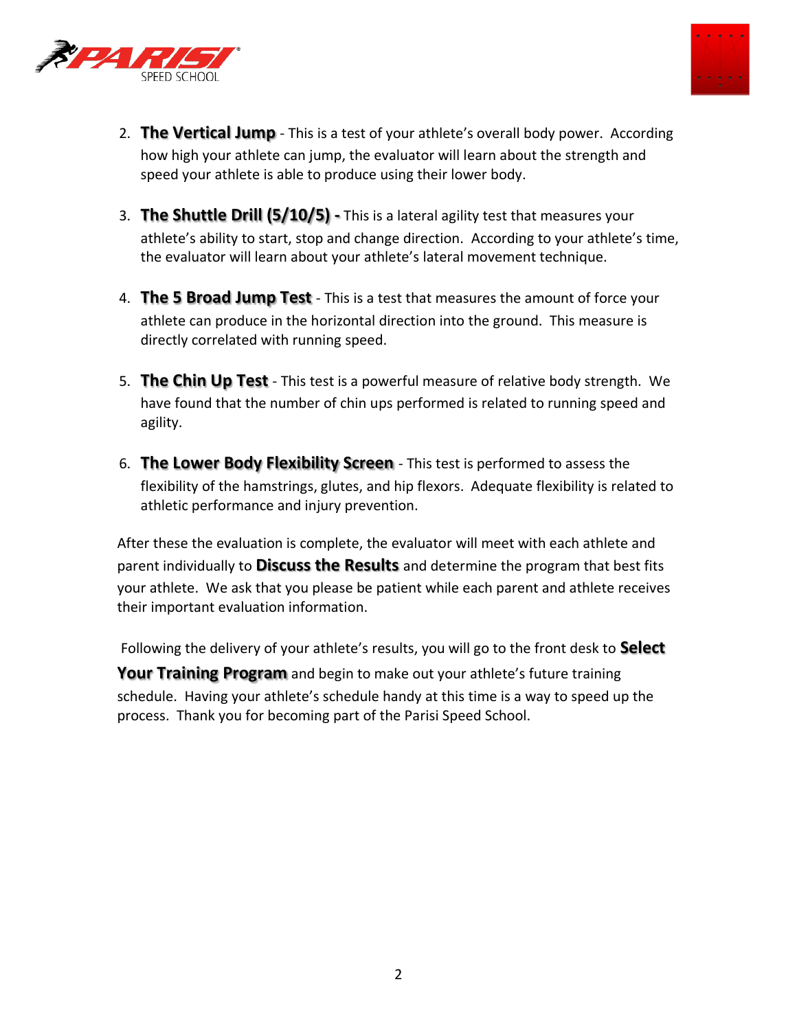2. **The Vertical Jump** - This is a test of your athlete's overall body power. According how high your athlete can jump, the evaluator will learn about the strength and speed your athlete is able to produce using their lower body.

3. **The Shuttle Drill (5/10/5) -** This is a lateral agility test that measures your athlete's ability to start, stop and change direction. According to your athlete's time, the evaluator will learn about your athlete's lateral movement technique.

4. **The 5 Broad Jump Test** - This is a test that measures the amount of force your athlete can produce in the horizontal direction into the ground. This measure is directly correlated with running speed.

5. **The Chin Up Test** - This test is a powerful measure of relative body strength. We have found that the number of chin ups performed is related to running speed and agility.

6. **The Lower Body Flexibility Screen** - This test is performed to assess the flexibility of the hamstrings, glutes, and hip flexors. Adequate flexibility is related to athletic performance and injury prevention.

After these the evaluation is complete, the evaluator will meet with each athlete and parent individually to **Discuss the Results** and determine the program that best fits your athlete. We ask that you please be patient while each parent and athlete receives their important evaluation information.

Following the delivery of your athlete's results, you will go to the front desk to **Select Your Training Program** and begin to make out your athlete's future training schedule. Having your athlete's schedule handy at this time is a way to speed up the process. Thank you for becoming part of the Parisi Speed School.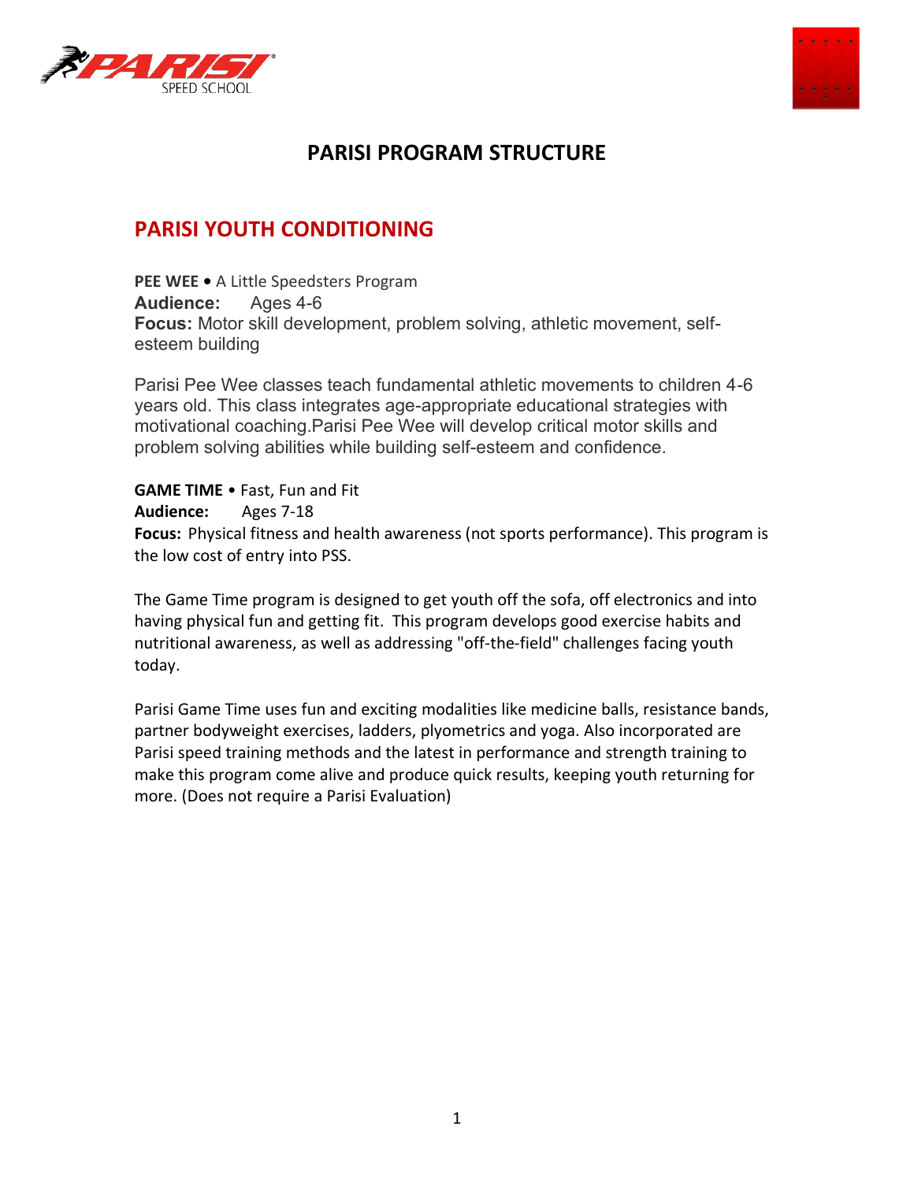# PARISI PROGRAM STRUCTURE

## PARISI YOUTH CONDITIONING

**PEE WEE •** A Little Speedsters Program
**Audience:** Ages 4-6
**Focus:** Motor skill development, problem solving, athletic movement, self-esteem building

Parisi Pee Wee classes teach fundamental athletic movements to children 4-6 years old. This class integrates age-appropriate educational strategies with motivational coaching.Parisi Pee Wee will develop critical motor skills and problem solving abilities while building self-esteem and confidence.

**GAME TIME** • Fast, Fun and Fit
**Audience:** Ages 7-18
**Focus:** Physical fitness and health awareness (not sports performance). This program is the low cost of entry into PSS.

The Game Time program is designed to get youth off the sofa, off electronics and into having physical fun and getting fit. This program develops good exercise habits and nutritional awareness, as well as addressing "off-the-field" challenges facing youth today.

Parisi Game Time uses fun and exciting modalities like medicine balls, resistance bands, partner bodyweight exercises, ladders, plyometrics and yoga. Also incorporated are Parisi speed training methods and the latest in performance and strength training to make this program come alive and produce quick results, keeping youth returning for more. (Does not require a Parisi Evaluation)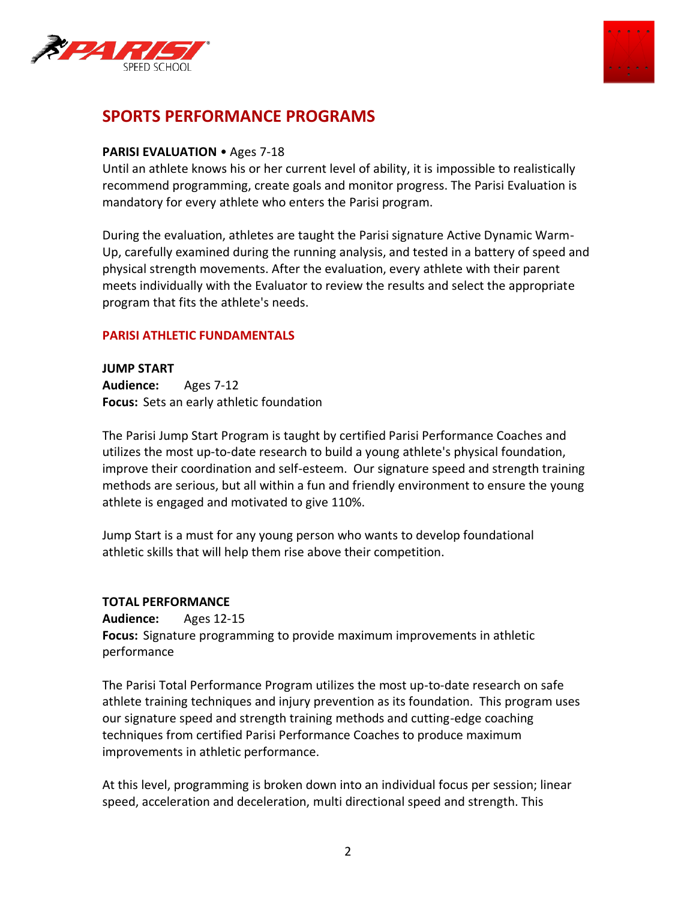## SPORTS PERFORMANCE PROGRAMS

**PARISI EVALUATION** • Ages 7-18

Until an athlete knows his or her current level of ability, it is impossible to realistically recommend programming, create goals and monitor progress. The Parisi Evaluation is mandatory for every athlete who enters the Parisi program.

During the evaluation, athletes are taught the Parisi signature Active Dynamic Warm-Up, carefully examined during the running analysis, and tested in a battery of speed and physical strength movements. After the evaluation, every athlete with their parent meets individually with the Evaluator to review the results and select the appropriate program that fits the athlete's needs.

### PARISI ATHLETIC FUNDAMENTALS

**JUMP START**
**Audience:** Ages 7-12
**Focus:** Sets an early athletic foundation

The Parisi Jump Start Program is taught by certified Parisi Performance Coaches and utilizes the most up-to-date research to build a young athlete's physical foundation, improve their coordination and self-esteem. Our signature speed and strength training methods are serious, but all within a fun and friendly environment to ensure the young athlete is engaged and motivated to give 110%.

Jump Start is a must for any young person who wants to develop foundational athletic skills that will help them rise above their competition.

**TOTAL PERFORMANCE**
**Audience:** Ages 12-15
**Focus:** Signature programming to provide maximum improvements in athletic performance

The Parisi Total Performance Program utilizes the most up-to-date research on safe athlete training techniques and injury prevention as its foundation. This program uses our signature speed and strength training methods and cutting-edge coaching techniques from certified Parisi Performance Coaches to produce maximum improvements in athletic performance.

At this level, programming is broken down into an individual focus per session; linear speed, acceleration and deceleration, multi directional speed and strength. This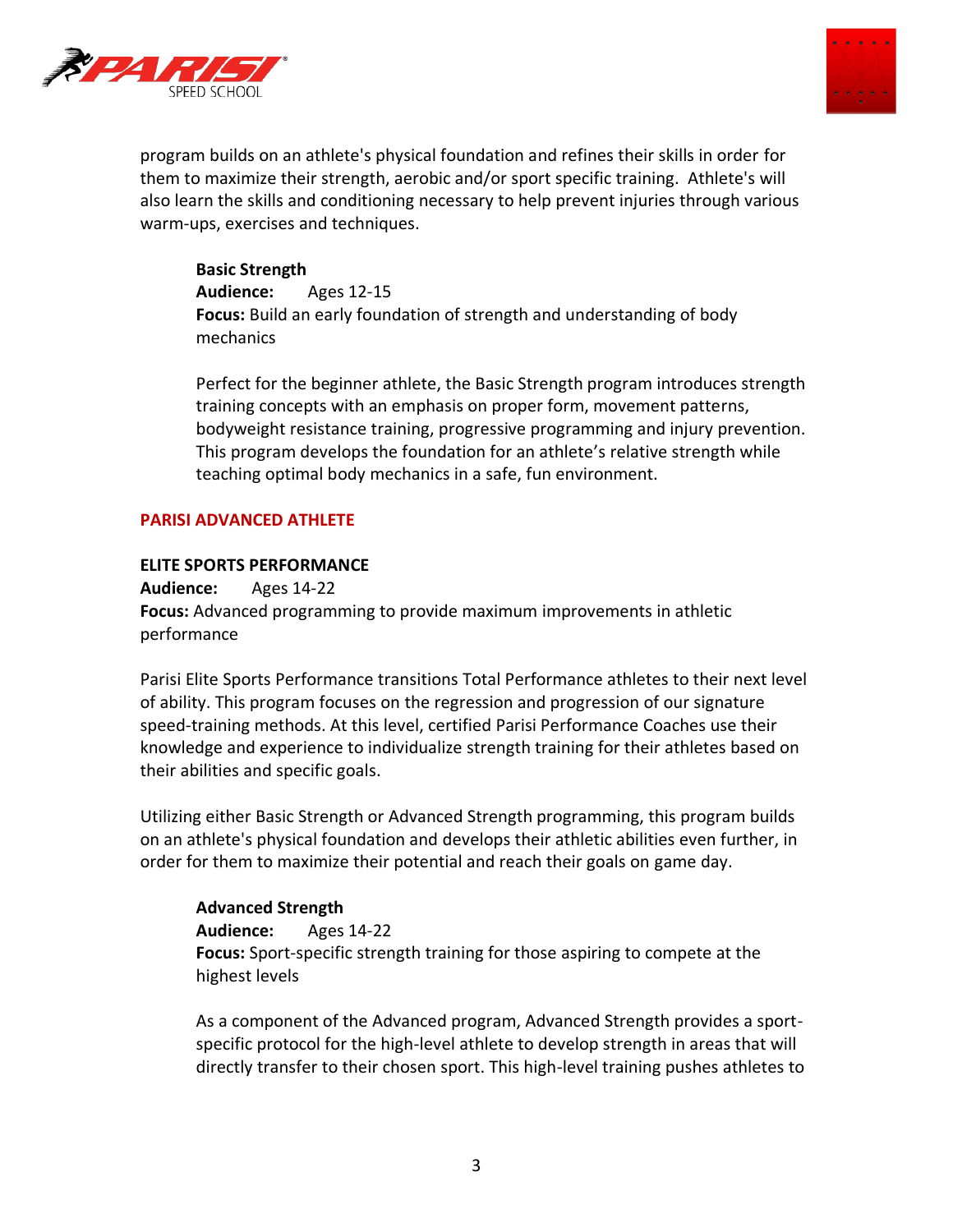program builds on an athlete's physical foundation and refines their skills in order for them to maximize their strength, aerobic and/or sport specific training. Athlete's will also learn the skills and conditioning necessary to help prevent injuries through various warm-ups, exercises and techniques.

**Basic Strength**
**Audience:** Ages 12-15
**Focus:** Build an early foundation of strength and understanding of body mechanics

Perfect for the beginner athlete, the Basic Strength program introduces strength training concepts with an emphasis on proper form, movement patterns, bodyweight resistance training, progressive programming and injury prevention. This program develops the foundation for an athlete's relative strength while teaching optimal body mechanics in a safe, fun environment.

## PARISI ADVANCED ATHLETE

### ELITE SPORTS PERFORMANCE

**Audience:** Ages 14-22
**Focus:** Advanced programming to provide maximum improvements in athletic performance

Parisi Elite Sports Performance transitions Total Performance athletes to their next level of ability. This program focuses on the regression and progression of our signature speed-training methods. At this level, certified Parisi Performance Coaches use their knowledge and experience to individualize strength training for their athletes based on their abilities and specific goals.

Utilizing either Basic Strength or Advanced Strength programming, this program builds on an athlete's physical foundation and develops their athletic abilities even further, in order for them to maximize their potential and reach their goals on game day.

**Advanced Strength**
**Audience:** Ages 14-22
**Focus:** Sport-specific strength training for those aspiring to compete at the highest levels

As a component of the Advanced program, Advanced Strength provides a sport-specific protocol for the high-level athlete to develop strength in areas that will directly transfer to their chosen sport. This high-level training pushes athletes to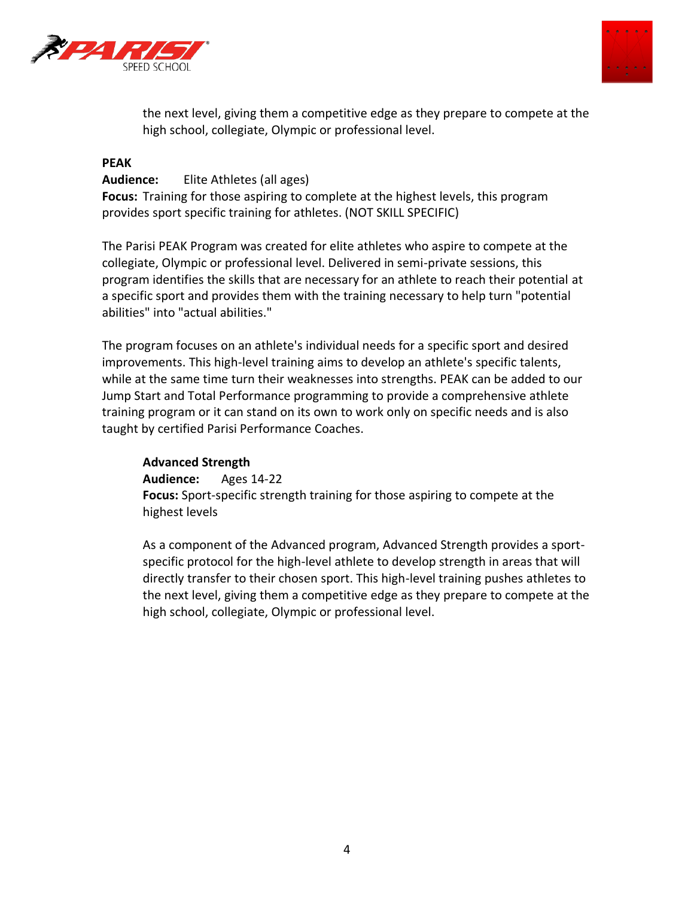the next level, giving them a competitive edge as they prepare to compete at the high school, collegiate, Olympic or professional level.

**PEAK**

**Audience:** Elite Athletes (all ages)

**Focus:** Training for those aspiring to complete at the highest levels, this program provides sport specific training for athletes. (NOT SKILL SPECIFIC)

The Parisi PEAK Program was created for elite athletes who aspire to compete at the collegiate, Olympic or professional level. Delivered in semi-private sessions, this program identifies the skills that are necessary for an athlete to reach their potential at a specific sport and provides them with the training necessary to help turn "potential abilities" into "actual abilities."

The program focuses on an athlete's individual needs for a specific sport and desired improvements. This high-level training aims to develop an athlete's specific talents, while at the same time turn their weaknesses into strengths. PEAK can be added to our Jump Start and Total Performance programming to provide a comprehensive athlete training program or it can stand on its own to work only on specific needs and is also taught by certified Parisi Performance Coaches.

**Advanced Strength**

**Audience:** Ages 14-22

**Focus:** Sport-specific strength training for those aspiring to compete at the highest levels

As a component of the Advanced program, Advanced Strength provides a sport-specific protocol for the high-level athlete to develop strength in areas that will directly transfer to their chosen sport. This high-level training pushes athletes to the next level, giving them a competitive edge as they prepare to compete at the high school, collegiate, Olympic or professional level.